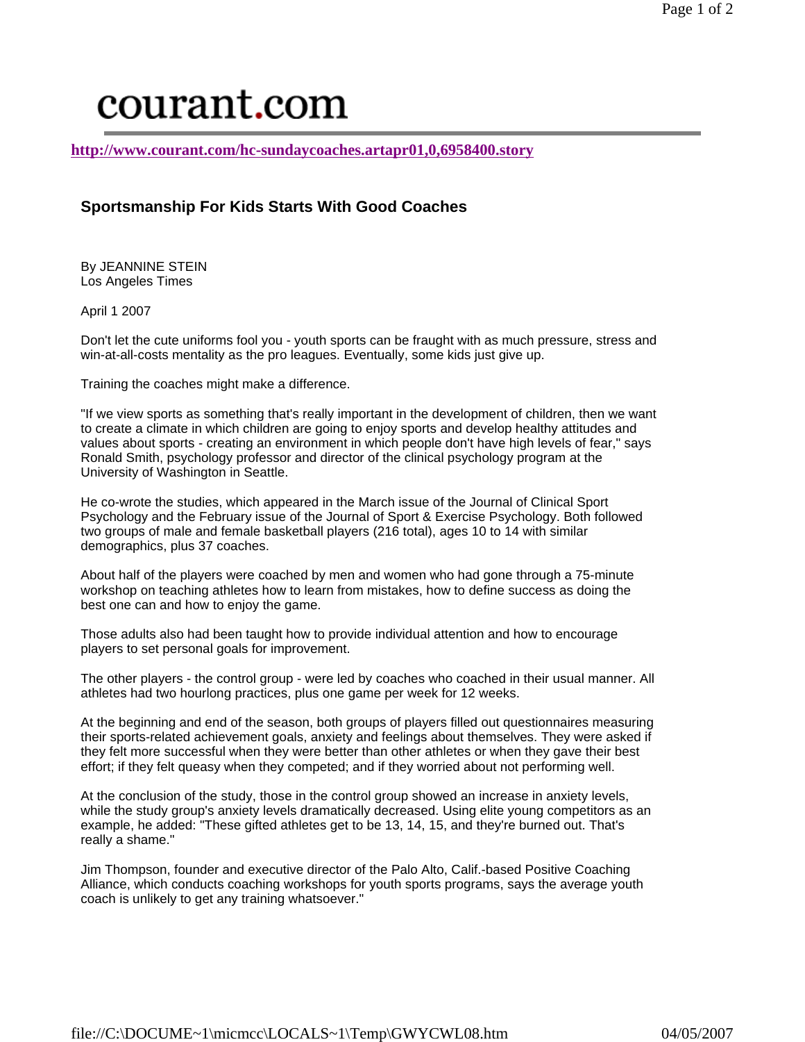courant.com

http://www.courant.com/hc-sundaycoaches.artapr01,0,6958400.story

## Sportsmanship For Kids Starts With Good Coaches

By JEANNINE STEIN
Los Angeles Times

April 1 2007

Don't let the cute uniforms fool you - youth sports can be fraught with as much pressure, stress and win-at-all-costs mentality as the pro leagues. Eventually, some kids just give up.

Training the coaches might make a difference.

"If we view sports as something that's really important in the development of children, then we want to create a climate in which children are going to enjoy sports and develop healthy attitudes and values about sports - creating an environment in which people don't have high levels of fear," says Ronald Smith, psychology professor and director of the clinical psychology program at the University of Washington in Seattle.

He co-wrote the studies, which appeared in the March issue of the Journal of Clinical Sport Psychology and the February issue of the Journal of Sport & Exercise Psychology. Both followed two groups of male and female basketball players (216 total), ages 10 to 14 with similar demographics, plus 37 coaches.

About half of the players were coached by men and women who had gone through a 75-minute workshop on teaching athletes how to learn from mistakes, how to define success as doing the best one can and how to enjoy the game.

Those adults also had been taught how to provide individual attention and how to encourage players to set personal goals for improvement.

The other players - the control group - were led by coaches who coached in their usual manner. All athletes had two hourlong practices, plus one game per week for 12 weeks.

At the beginning and end of the season, both groups of players filled out questionnaires measuring their sports-related achievement goals, anxiety and feelings about themselves. They were asked if they felt more successful when they were better than other athletes or when they gave their best effort; if they felt queasy when they competed; and if they worried about not performing well.

At the conclusion of the study, those in the control group showed an increase in anxiety levels, while the study group's anxiety levels dramatically decreased. Using elite young competitors as an example, he added: "These gifted athletes get to be 13, 14, 15, and they're burned out. That's really a shame."

Jim Thompson, founder and executive director of the Palo Alto, Calif.-based Positive Coaching Alliance, which conducts coaching workshops for youth sports programs, says the average youth coach is unlikely to get any training whatsoever."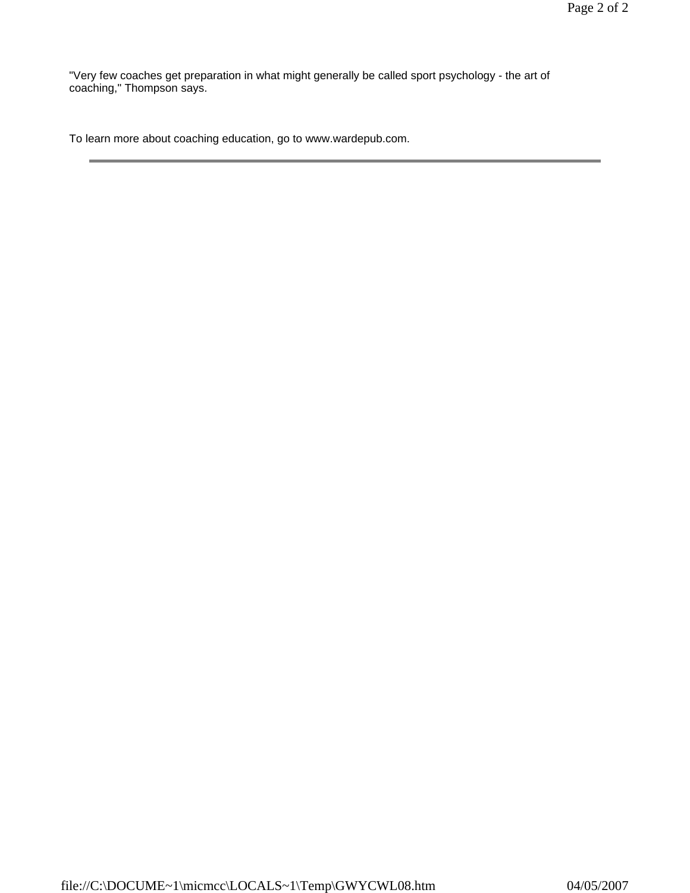"Very few coaches get preparation in what might generally be called sport psychology - the art of coaching," Thompson says.

To learn more about coaching education, go to www.wardepub.com.

---